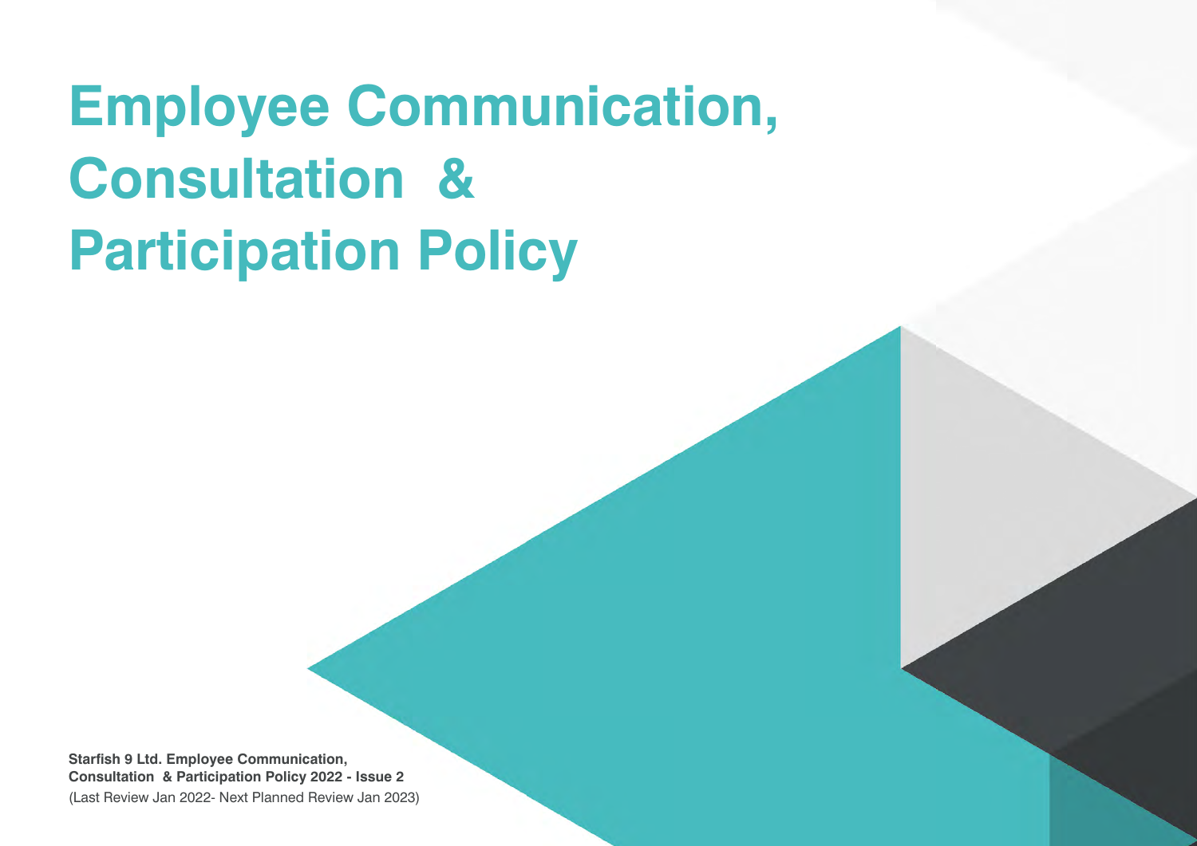# Employee Communication, Consultation & Participation Policy

**Starfish 9 Ltd. Employee Communication, Consultation & Participation Policy 2022 - Issue 2**
(Last Review Jan 2022- Next Planned Review Jan 2023)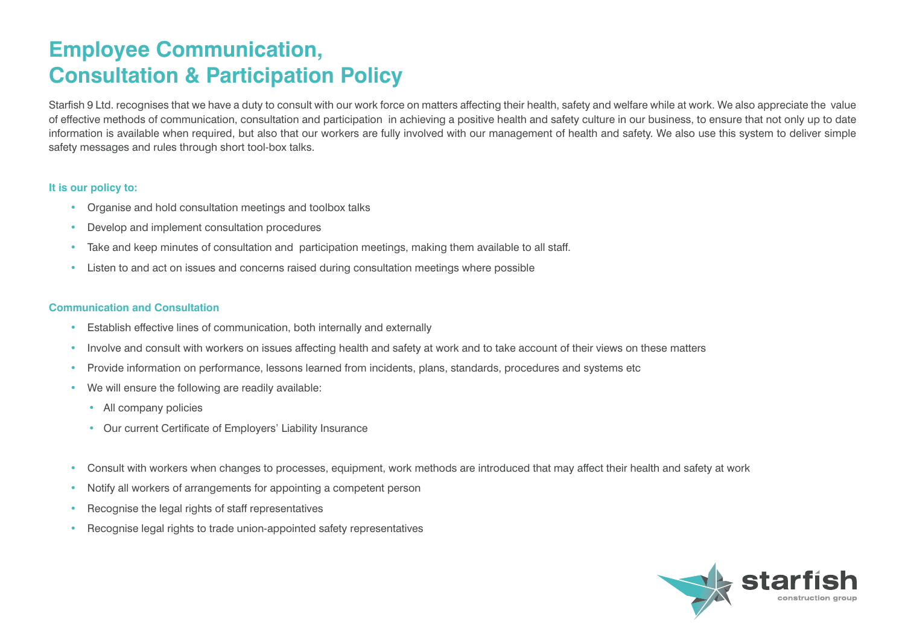# Employee Communication, Consultation & Participation Policy

Starfish 9 Ltd. recognises that we have a duty to consult with our work force on matters affecting their health, safety and welfare while at work. We also appreciate the value of effective methods of communication, consultation and participation in achieving a positive health and safety culture in our business, to ensure that not only up to date information is available when required, but also that our workers are fully involved with our management of health and safety. We also use this system to deliver simple safety messages and rules through short tool-box talks.

### It is our policy to:

- Organise and hold consultation meetings and toolbox talks
- Develop and implement consultation procedures
- Take and keep minutes of consultation and participation meetings, making them available to all staff.
- Listen to and act on issues and concerns raised during consultation meetings where possible

### Communication and Consultation

- Establish effective lines of communication, both internally and externally
- Involve and consult with workers on issues affecting health and safety at work and to take account of their views on these matters
- Provide information on performance, lessons learned from incidents, plans, standards, procedures and systems etc
- We will ensure the following are readily available:
  - All company policies
  - Our current Certificate of Employers' Liability Insurance

- Consult with workers when changes to processes, equipment, work methods are introduced that may affect their health and safety at work
- Notify all workers of arrangements for appointing a competent person
- Recognise the legal rights of staff representatives
- Recognise legal rights to trade union-appointed safety representatives

starfish construction group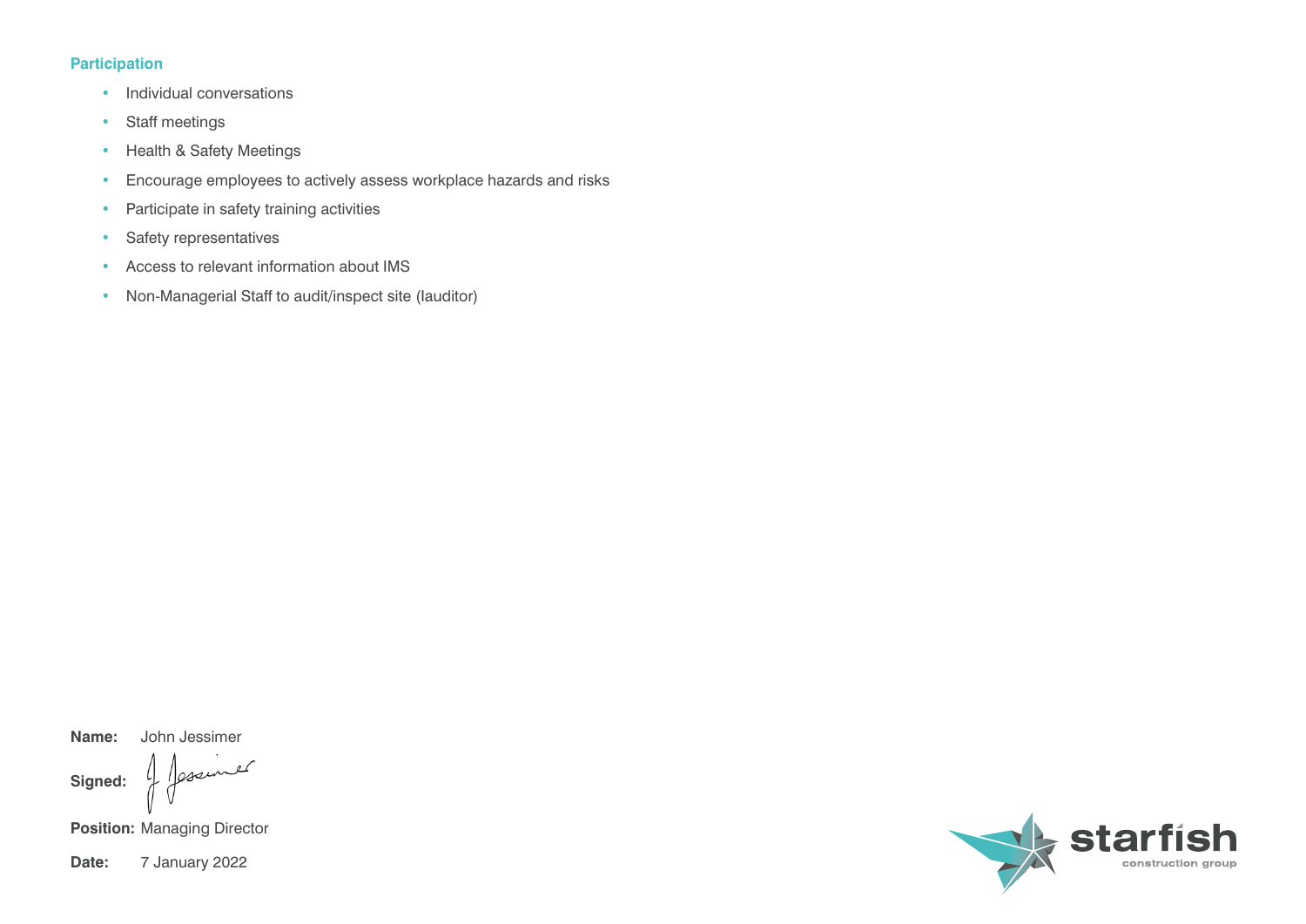### Participation

- Individual conversations
- Staff meetings
- Health & Safety Meetings
- Encourage employees to actively assess workplace hazards and risks
- Participate in safety training activities
- Safety representatives
- Access to relevant information about IMS
- Non-Managerial Staff to audit/inspect site (Iauditor)

**Name:** John Jessimer

**Signed:**

**Position:** Managing Director

**Date:** 7 January 2022

starfish construction group